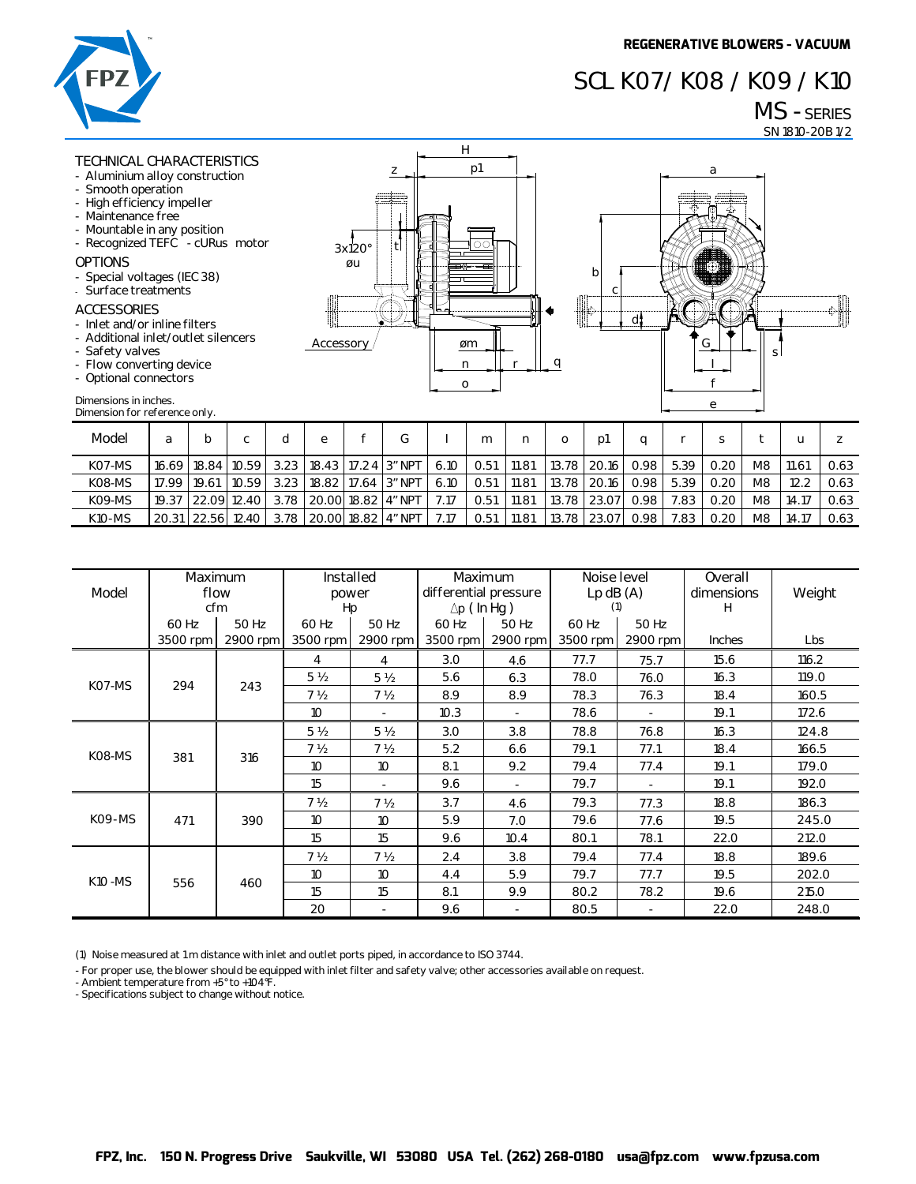REGENERATIVE BLOWERS - VACUUM

# SCL K07/ K08 / K09 / K10

## MS - SERIES

SN 1810-20B 1/2

### TECHNICAL CHARACTERISTICS
- Aluminium alloy construction
- Smooth operation
- High efficiency impeller
- Maintenance free
- Mountable in any position
- Recognized TEFC - cURus motor

### OPTIONS
- Special voltages (IEC 38)
- Surface treatments

### ACCESSORIES
- Inlet and/or inline filters
- Additional inlet/outlet silencers
- Safety valves
- Flow converting device
- Optional connectors

Dimensions in inches.
Dimension for reference only.

| Model | a | b | c | d | e | f | G | l | m | n | o | p1 | q | r | s | t | u | z |
|---|---|---|---|---|---|---|---|---|---|---|---|---|---|---|---|---|---|---|
| K07-MS | 16.69 | 18.84 | 10.59 | 3.23 | 18.43 | 17.24 | 3" NPT | 6.10 | 0.51 | 11.81 | 13.78 | 20.16 | 0.98 | 5.39 | 0.20 | M8 | 11.61 | 0.63 |
| K08-MS | 17.99 | 19.61 | 10.59 | 3.23 | 18.82 | 17.64 | 3" NPT | 6.10 | 0.51 | 11.81 | 13.78 | 20.16 | 0.98 | 5.39 | 0.20 | M8 | 12.2 | 0.63 |
| K09-MS | 19.37 | 22.09 | 12.40 | 3.78 | 20.00 | 18.82 | 4" NPT | 7.17 | 0.51 | 11.81 | 13.78 | 23.07 | 0.98 | 7.83 | 0.20 | M8 | 14.17 | 0.63 |
| K10-MS | 20.31 | 22.56 | 12.40 | 3.78 | 20.00 | 18.82 | 4" NPT | 7.17 | 0.51 | 11.81 | 13.78 | 23.07 | 0.98 | 7.83 | 0.20 | M8 | 14.17 | 0.63 |

| Model | Maximum flow cfm | | Installed power Hp | | Maximum differential pressure $\Delta p$ ( In Hg ) | | Noise level Lp dB (A) (1) | | Overall dimensions H | Weight |
|---|---|---|---|---|---|---|---|---|---|---|
| | 60 Hz 3500 rpm | 50 Hz 2900 rpm | 60 Hz 3500 rpm | 50 Hz 2900 rpm | 60 Hz 3500 rpm | 50 Hz 2900 rpm | 60 Hz 3500 rpm | 50 Hz 2900 rpm | Inches | Lbs |
| K07-MS | 294 | 243 | 4 | 4 | 3.0 | 4.6 | 77.7 | 75.7 | 15.6 | 116.2 |
| | | | 5 ½ | 5 ½ | 5.6 | 6.3 | 78.0 | 76.0 | 16.3 | 119.0 |
| | | | 7 ½ | 7 ½ | 8.9 | 8.9 | 78.3 | 76.3 | 18.4 | 160.5 |
| | | | 10 | - | 10.3 | - | 78.6 | - | 19.1 | 172.6 |
| K08-MS | 381 | 316 | 5 ½ | 5 ½ | 3.0 | 3.8 | 78.8 | 76.8 | 16.3 | 124.8 |
| | | | 7 ½ | 7 ½ | 5.2 | 6.6 | 79.1 | 77.1 | 18.4 | 166.5 |
| | | | 10 | 10 | 8.1 | 9.2 | 79.4 | 77.4 | 19.1 | 179.0 |
| | | | 15 | - | 9.6 | - | 79.7 | - | 19.1 | 192.0 |
| K09-MS | 471 | 390 | 7 ½ | 7 ½ | 3.7 | 4.6 | 79.3 | 77.3 | 18.8 | 186.3 |
| | | | 10 | 10 | 5.9 | 7.0 | 79.6 | 77.6 | 19.5 | 245.0 |
| | | | 15 | 15 | 9.6 | 10.4 | 80.1 | 78.1 | 22.0 | 212.0 |
| K10 -MS | 556 | 460 | 7 ½ | 7 ½ | 2.4 | 3.8 | 79.4 | 77.4 | 18.8 | 189.6 |
| | | | 10 | 10 | 4.4 | 5.9 | 79.7 | 77.7 | 19.5 | 202.0 |
| | | | 15 | 15 | 8.1 | 9.9 | 80.2 | 78.2 | 19.6 | 215.0 |
| | | | 20 | - | 9.6 | - | 80.5 | - | 22.0 | 248.0 |

(1) Noise measured at 1 m distance with inlet and outlet ports piped, in accordance to ISO 3744.

- For proper use, the blower should be equipped with inlet filter and safety valve; other accessories available on request.
- Ambient temperature from +5° to +104°F.
- Specifications subject to change without notice.

FPZ, Inc. 150 N. Progress Drive Saukville, WI 53080 USA Tel. (262) 268-0180 usa@fpz.com www.fpzusa.com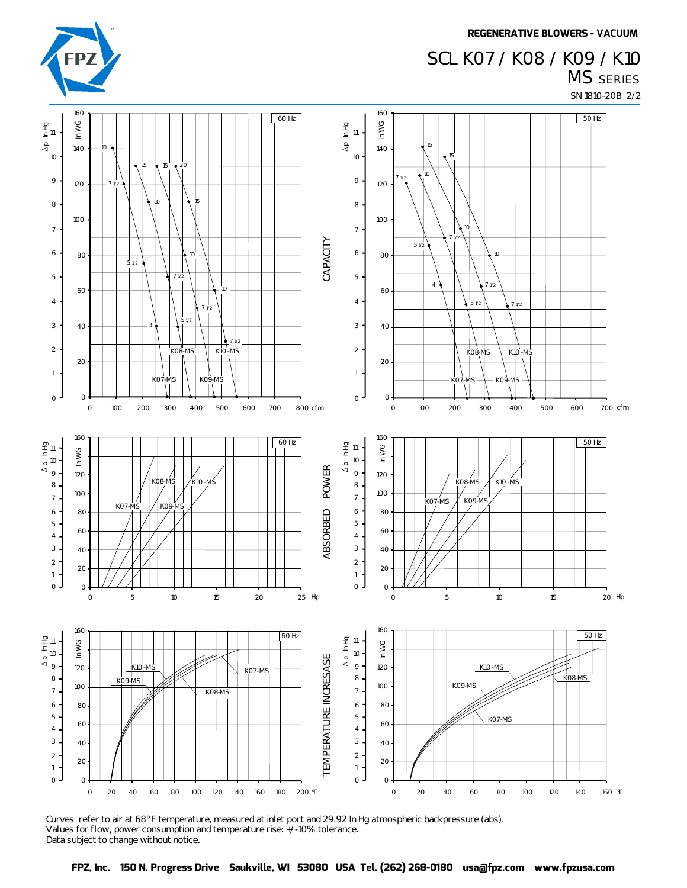REGENERATIVE BLOWERS - VACUUM

# SCL K07 / K08 / K09 / K10

## MS SERIES

SN 1810-20B 2/2

CAPACITY

60 Hz

Δ p In Hg
In WG

K07-MS
K08-MS
K09-MS
K10-MS

0 100 200 300 400 500 600 700 800 cfm

50 Hz

K07-MS
K08-MS
K09-MS
K10-MS

0 100 200 300 400 500 600 700 cfm

ABSORBED POWER

60 Hz

K07-MS
K08-MS
K09-MS
K10-MS

0 5 10 15 20 25 Hp

50 Hz

K07-MS
K08-MS
K09-MS
K10-MS

0 5 10 15 20 Hp

TEMPERATURE INCREASE

60 Hz

K07-MS
K08-MS
K09-MS
K10-MS

0 20 40 60 80 100 120 140 160 180 200 °F

50 Hz

K07-MS
K08-MS
K09-MS
K10-MS

0 20 40 60 80 100 120 140 160 °F

Curves refer to air at 68°F temperature, measured at inlet port and 29.92 In Hg atmospheric backpressure (abs).
Values for flow, power consumption and temperature rise: +/-10% tolerance.
Data subject to change without notice.

FPZ, Inc. 150 N. Progress Drive Saukville, WI 53080 USA Tel. (262) 268-0180 usa@fpz.com www.fpzusa.com